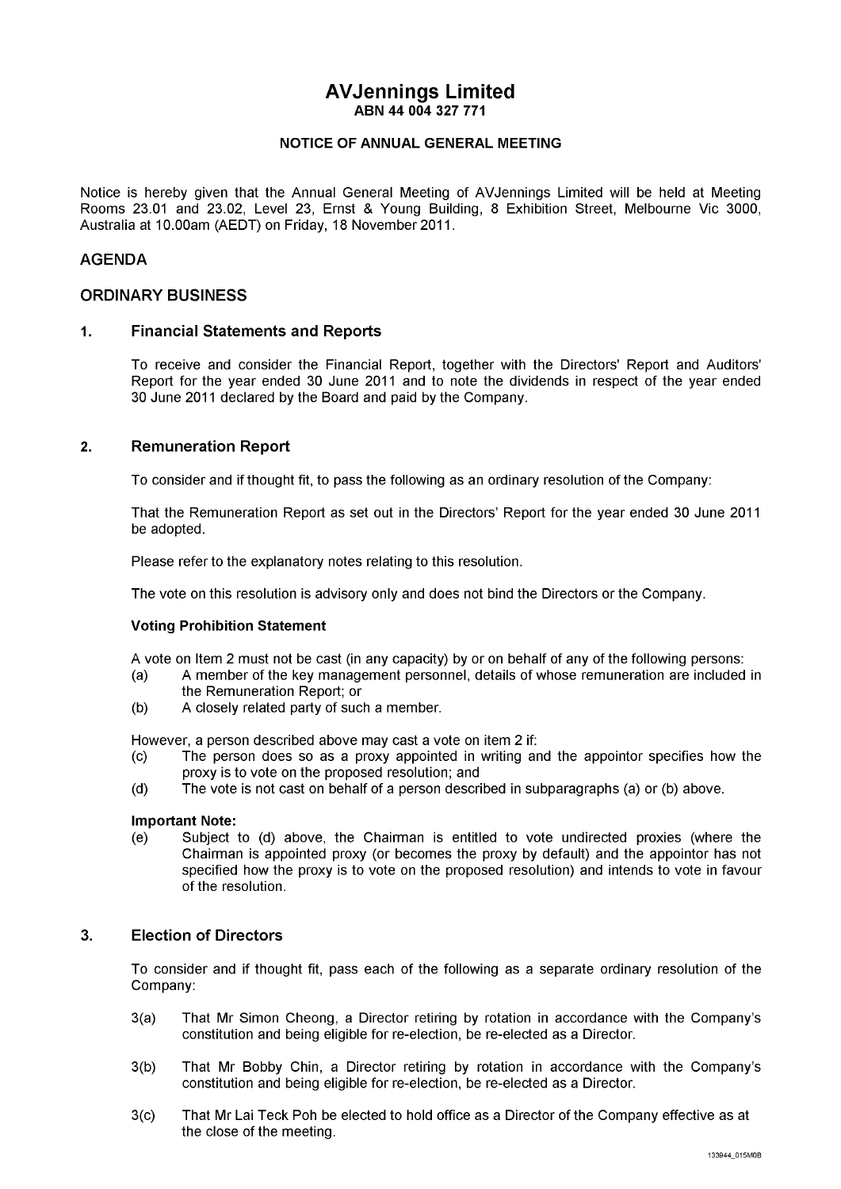# AVJennings Limited

**ABN 44 004 327 771**

**NOTICE OF ANNUAL GENERAL MEETING**

Notice is hereby given that the Annual General Meeting of AVJennings Limited will be held at Meeting Rooms 23.01 and 23.02, Level 23, Ernst & Young Building, 8 Exhibition Street, Melbourne Vic 3000, Australia at 10.00am (AEDT) on Friday, 18 November 2011.

## AGENDA

## ORDINARY BUSINESS

### 1. Financial Statements and Reports

To receive and consider the Financial Report, together with the Directors' Report and Auditors' Report for the year ended 30 June 2011 and to note the dividends in respect of the year ended 30 June 2011 declared by the Board and paid by the Company.

### 2. Remuneration Report

To consider and if thought fit, to pass the following as an ordinary resolution of the Company:

That the Remuneration Report as set out in the Directors' Report for the year ended 30 June 2011 be adopted.

Please refer to the explanatory notes relating to this resolution.

The vote on this resolution is advisory only and does not bind the Directors or the Company.

**Voting Prohibition Statement**

A vote on Item 2 must not be cast (in any capacity) by or on behalf of any of the following persons:

(a) A member of the key management personnel, details of whose remuneration are included in the Remuneration Report; or

(b) A closely related party of such a member.

However, a person described above may cast a vote on item 2 if:

(c) The person does so as a proxy appointed in writing and the appointor specifies how the proxy is to vote on the proposed resolution; and

(d) The vote is not cast on behalf of a person described in subparagraphs (a) or (b) above.

**Important Note:**

(e) Subject to (d) above, the Chairman is entitled to vote undirected proxies (where the Chairman is appointed proxy (or becomes the proxy by default) and the appointor has not specified how the proxy is to vote on the proposed resolution) and intends to vote in favour of the resolution.

### 3. Election of Directors

To consider and if thought fit, pass each of the following as a separate ordinary resolution of the Company:

3(a) That Mr Simon Cheong, a Director retiring by rotation in accordance with the Company's constitution and being eligible for re-election, be re-elected as a Director.

3(b) That Mr Bobby Chin, a Director retiring by rotation in accordance with the Company's constitution and being eligible for re-election, be re-elected as a Director.

3(c) That Mr Lai Teck Poh be elected to hold office as a Director of the Company effective as at the close of the meeting.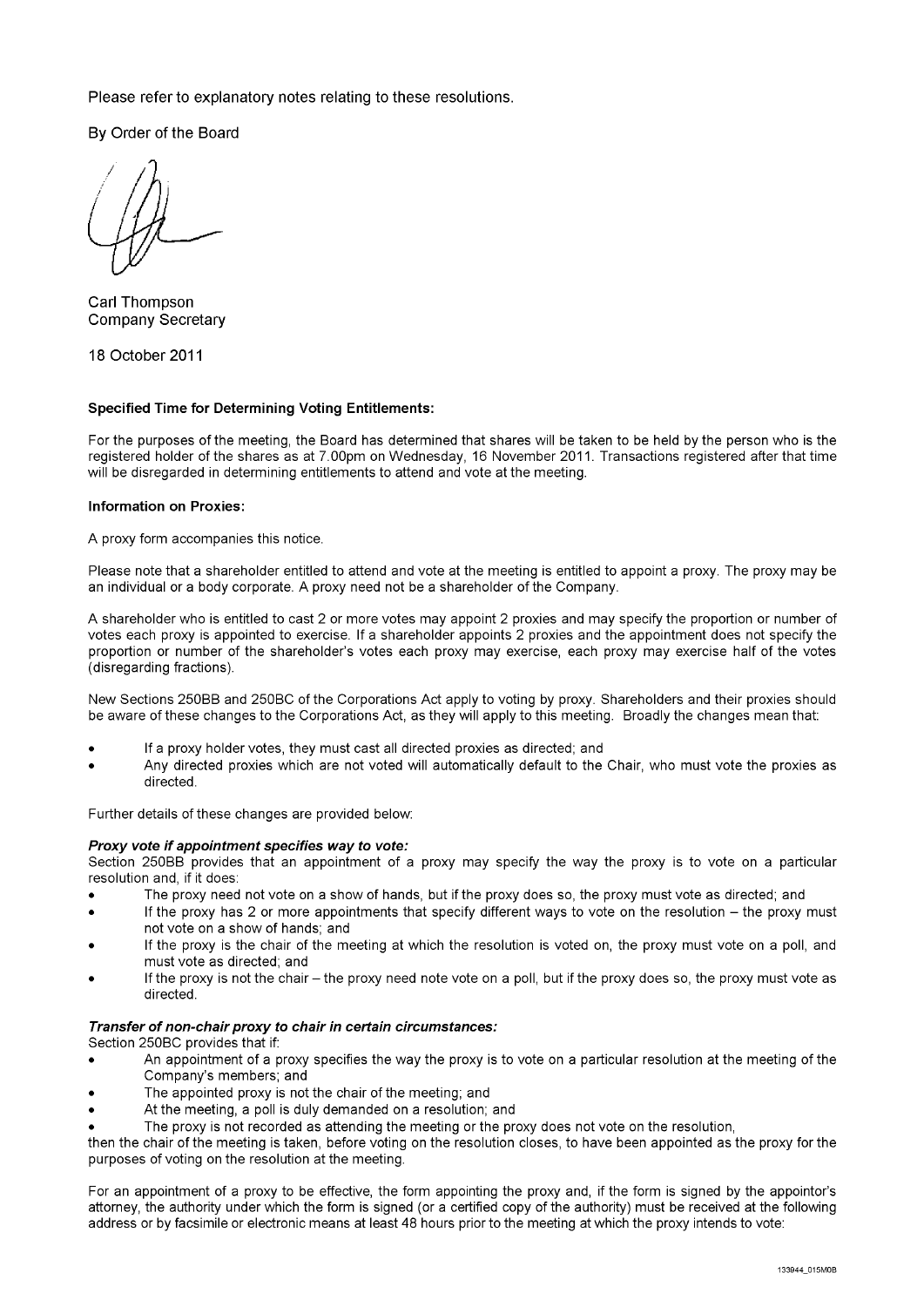Please refer to explanatory notes relating to these resolutions.

By Order of the Board

Carl Thompson
Company Secretary

18 October 2011

**Specified Time for Determining Voting Entitlements:**

For the purposes of the meeting, the Board has determined that shares will be taken to be held by the person who is the registered holder of the shares as at 7.00pm on Wednesday, 16 November 2011. Transactions registered after that time will be disregarded in determining entitlements to attend and vote at the meeting.

**Information on Proxies:**

A proxy form accompanies this notice.

Please note that a shareholder entitled to attend and vote at the meeting is entitled to appoint a proxy. The proxy may be an individual or a body corporate. A proxy need not be a shareholder of the Company.

A shareholder who is entitled to cast 2 or more votes may appoint 2 proxies and may specify the proportion or number of votes each proxy is appointed to exercise. If a shareholder appoints 2 proxies and the appointment does not specify the proportion or number of the shareholder's votes each proxy may exercise, each proxy may exercise half of the votes (disregarding fractions).

New Sections 250BB and 250BC of the Corporations Act apply to voting by proxy. Shareholders and their proxies should be aware of these changes to the Corporations Act, as they will apply to this meeting. Broadly the changes mean that:

- If a proxy holder votes, they must cast all directed proxies as directed; and
- Any directed proxies which are not voted will automatically default to the Chair, who must vote the proxies as directed.

Further details of these changes are provided below:

***Proxy vote if appointment specifies way to vote:***

Section 250BB provides that an appointment of a proxy may specify the way the proxy is to vote on a particular resolution and, if it does:

- The proxy need not vote on a show of hands, but if the proxy does so, the proxy must vote as directed; and
- If the proxy has 2 or more appointments that specify different ways to vote on the resolution – the proxy must not vote on a show of hands; and
- If the proxy is the chair of the meeting at which the resolution is voted on, the proxy must vote on a poll, and must vote as directed; and
- If the proxy is not the chair – the proxy need note vote on a poll, but if the proxy does so, the proxy must vote as directed.

***Transfer of non-chair proxy to chair in certain circumstances:***

Section 250BC provides that if:

- An appointment of a proxy specifies the way the proxy is to vote on a particular resolution at the meeting of the Company's members; and
- The appointed proxy is not the chair of the meeting; and
- At the meeting, a poll is duly demanded on a resolution; and
- The proxy is not recorded as attending the meeting or the proxy does not vote on the resolution,

then the chair of the meeting is taken, before voting on the resolution closes, to have been appointed as the proxy for the purposes of voting on the resolution at the meeting.

For an appointment of a proxy to be effective, the form appointing the proxy and, if the form is signed by the appointor's attorney, the authority under which the form is signed (or a certified copy of the authority) must be received at the following address or by facsimile or electronic means at least 48 hours prior to the meeting at which the proxy intends to vote: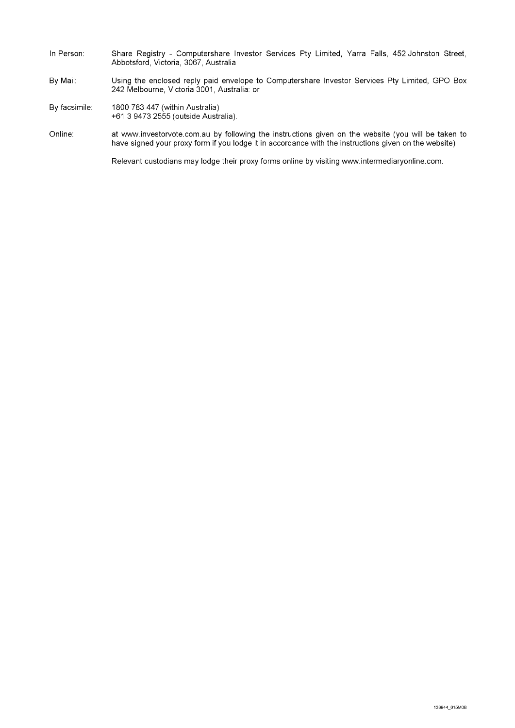In Person: Share Registry - Computershare Investor Services Pty Limited, Yarra Falls, 452 Johnston Street, Abbotsford, Victoria, 3067, Australia

By Mail: Using the enclosed reply paid envelope to Computershare Investor Services Pty Limited, GPO Box 242 Melbourne, Victoria 3001, Australia: or

By facsimile: 1800 783 447 (within Australia)
+61 3 9473 2555 (outside Australia).

Online: at www.investorvote.com.au by following the instructions given on the website (you will be taken to have signed your proxy form if you lodge it in accordance with the instructions given on the website)

Relevant custodians may lodge their proxy forms online by visiting www.intermediaryonline.com.

133944_015M0B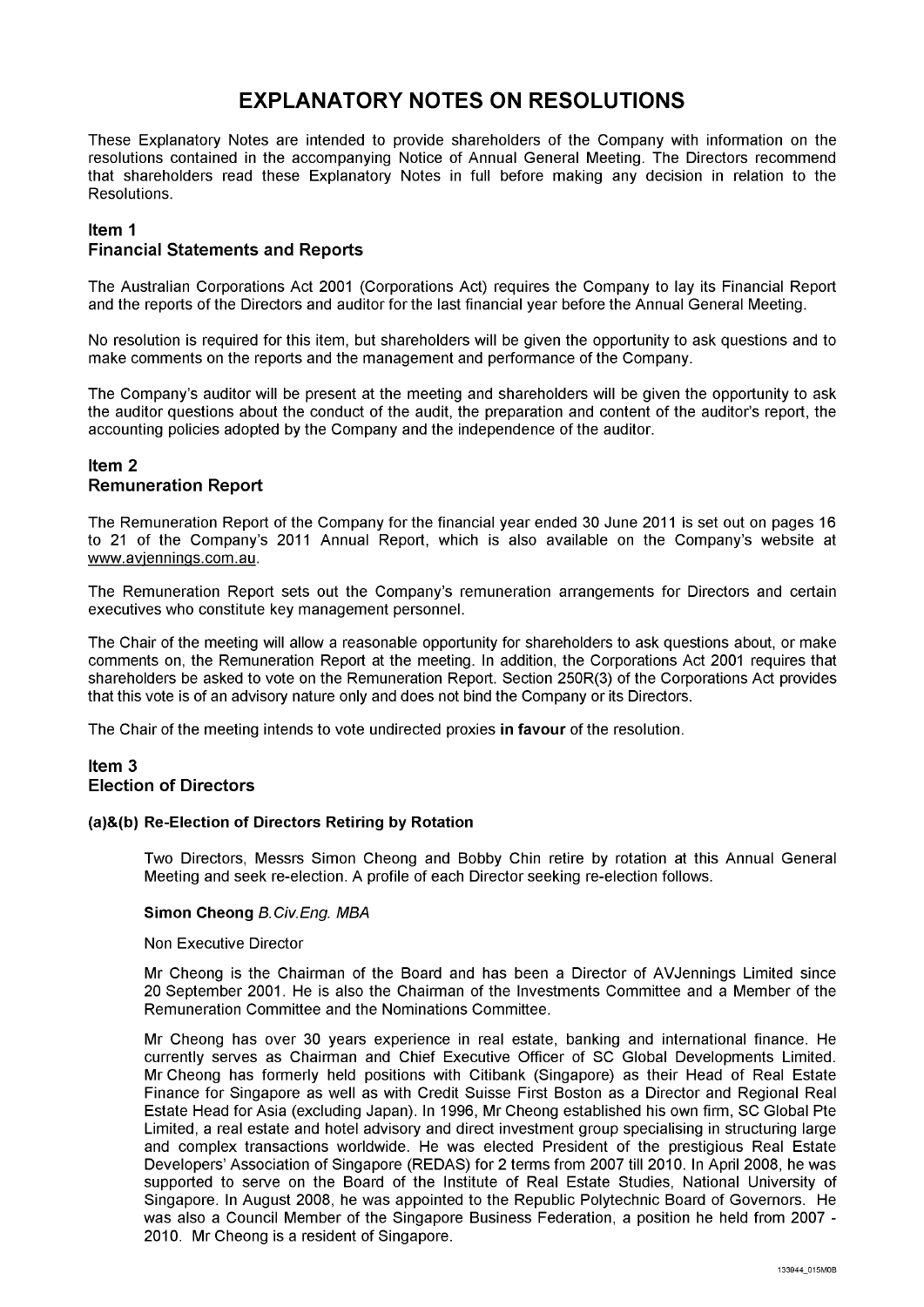# EXPLANATORY NOTES ON RESOLUTIONS

These Explanatory Notes are intended to provide shareholders of the Company with information on the resolutions contained in the accompanying Notice of Annual General Meeting. The Directors recommend that shareholders read these Explanatory Notes in full before making any decision in relation to the Resolutions.

## Item 1
## Financial Statements and Reports

The Australian Corporations Act 2001 (Corporations Act) requires the Company to lay its Financial Report and the reports of the Directors and auditor for the last financial year before the Annual General Meeting.

No resolution is required for this item, but shareholders will be given the opportunity to ask questions and to make comments on the reports and the management and performance of the Company.

The Company's auditor will be present at the meeting and shareholders will be given the opportunity to ask the auditor questions about the conduct of the audit, the preparation and content of the auditor's report, the accounting policies adopted by the Company and the independence of the auditor.

## Item 2
## Remuneration Report

The Remuneration Report of the Company for the financial year ended 30 June 2011 is set out on pages 16 to 21 of the Company's 2011 Annual Report, which is also available on the Company's website at www.avjennings.com.au.

The Remuneration Report sets out the Company's remuneration arrangements for Directors and certain executives who constitute key management personnel.

The Chair of the meeting will allow a reasonable opportunity for shareholders to ask questions about, or make comments on, the Remuneration Report at the meeting. In addition, the Corporations Act 2001 requires that shareholders be asked to vote on the Remuneration Report. Section 250R(3) of the Corporations Act provides that this vote is of an advisory nature only and does not bind the Company or its Directors.

The Chair of the meeting intends to vote undirected proxies **in favour** of the resolution.

## Item 3
## Election of Directors

#### (a)&(b) Re-Election of Directors Retiring by Rotation

Two Directors, Messrs Simon Cheong and Bobby Chin retire by rotation at this Annual General Meeting and seek re-election. A profile of each Director seeking re-election follows.

**Simon Cheong** *B.Civ.Eng. MBA*

Non Executive Director

Mr Cheong is the Chairman of the Board and has been a Director of AVJennings Limited since 20 September 2001. He is also the Chairman of the Investments Committee and a Member of the Remuneration Committee and the Nominations Committee.

Mr Cheong has over 30 years experience in real estate, banking and international finance. He currently serves as Chairman and Chief Executive Officer of SC Global Developments Limited. Mr Cheong has formerly held positions with Citibank (Singapore) as their Head of Real Estate Finance for Singapore as well as with Credit Suisse First Boston as a Director and Regional Real Estate Head for Asia (excluding Japan). In 1996, Mr Cheong established his own firm, SC Global Pte Limited, a real estate and hotel advisory and direct investment group specialising in structuring large and complex transactions worldwide. He was elected President of the prestigious Real Estate Developers' Association of Singapore (REDAS) for 2 terms from 2007 till 2010. In April 2008, he was supported to serve on the Board of the Institute of Real Estate Studies, National University of Singapore. In August 2008, he was appointed to the Republic Polytechnic Board of Governors. He was also a Council Member of the Singapore Business Federation, a position he held from 2007 - 2010. Mr Cheong is a resident of Singapore.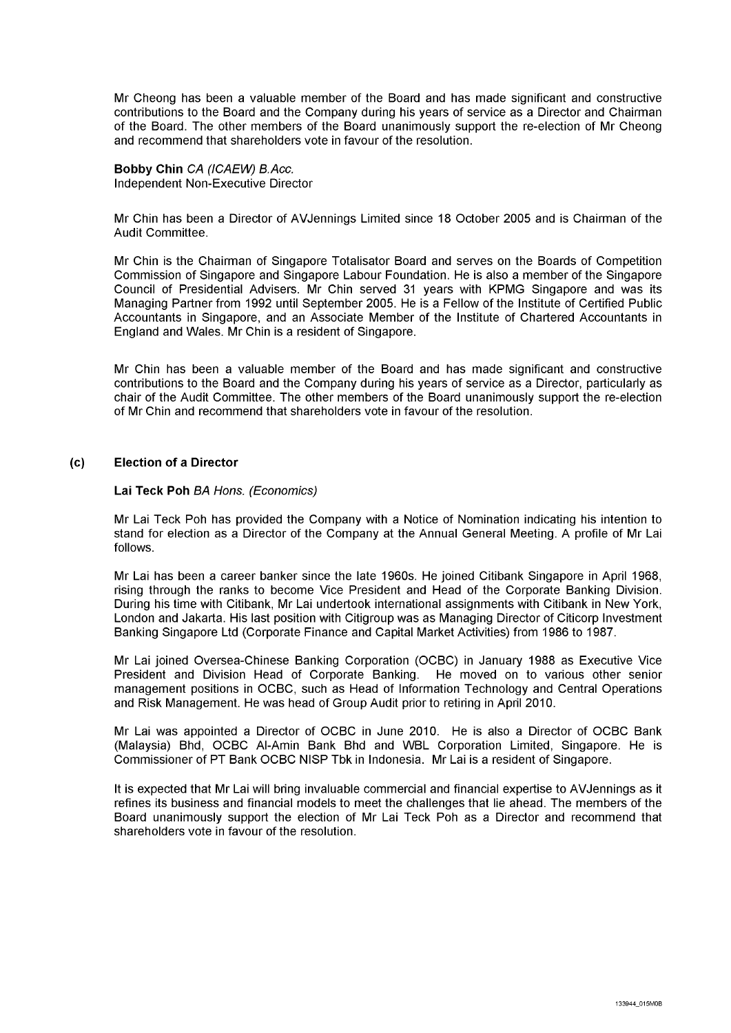Mr Cheong has been a valuable member of the Board and has made significant and constructive contributions to the Board and the Company during his years of service as a Director and Chairman of the Board. The other members of the Board unanimously support the re-election of Mr Cheong and recommend that shareholders vote in favour of the resolution.

**Bobby Chin** *CA (ICAEW) B.Acc.*
Independent Non-Executive Director

Mr Chin has been a Director of AVJennings Limited since 18 October 2005 and is Chairman of the Audit Committee.

Mr Chin is the Chairman of Singapore Totalisator Board and serves on the Boards of Competition Commission of Singapore and Singapore Labour Foundation. He is also a member of the Singapore Council of Presidential Advisers. Mr Chin served 31 years with KPMG Singapore and was its Managing Partner from 1992 until September 2005. He is a Fellow of the Institute of Certified Public Accountants in Singapore, and an Associate Member of the Institute of Chartered Accountants in England and Wales. Mr Chin is a resident of Singapore.

Mr Chin has been a valuable member of the Board and has made significant and constructive contributions to the Board and the Company during his years of service as a Director, particularly as chair of the Audit Committee. The other members of the Board unanimously support the re-election of Mr Chin and recommend that shareholders vote in favour of the resolution.

### (c) Election of a Director

**Lai Teck Poh** *BA Hons. (Economics)*

Mr Lai Teck Poh has provided the Company with a Notice of Nomination indicating his intention to stand for election as a Director of the Company at the Annual General Meeting. A profile of Mr Lai follows.

Mr Lai has been a career banker since the late 1960s. He joined Citibank Singapore in April 1968, rising through the ranks to become Vice President and Head of the Corporate Banking Division. During his time with Citibank, Mr Lai undertook international assignments with Citibank in New York, London and Jakarta. His last position with Citigroup was as Managing Director of Citicorp Investment Banking Singapore Ltd (Corporate Finance and Capital Market Activities) from 1986 to 1987.

Mr Lai joined Oversea-Chinese Banking Corporation (OCBC) in January 1988 as Executive Vice President and Division Head of Corporate Banking. He moved on to various other senior management positions in OCBC, such as Head of Information Technology and Central Operations and Risk Management. He was head of Group Audit prior to retiring in April 2010.

Mr Lai was appointed a Director of OCBC in June 2010. He is also a Director of OCBC Bank (Malaysia) Bhd, OCBC Al-Amin Bank Bhd and WBL Corporation Limited, Singapore. He is Commissioner of PT Bank OCBC NISP Tbk in Indonesia. Mr Lai is a resident of Singapore.

It is expected that Mr Lai will bring invaluable commercial and financial expertise to AVJennings as it refines its business and financial models to meet the challenges that lie ahead. The members of the Board unanimously support the election of Mr Lai Teck Poh as a Director and recommend that shareholders vote in favour of the resolution.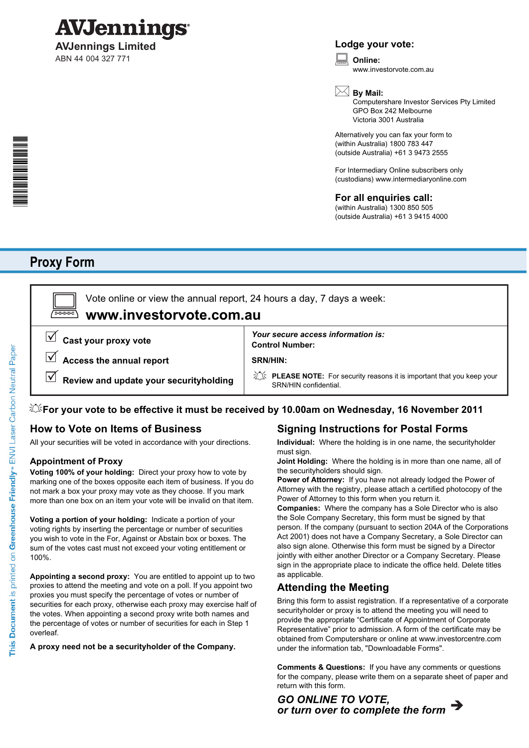# AVJennings

**AVJennings Limited**
ABN 44 004 327 771

## Lodge your vote:

**Online:**
www.investorvote.com.au

**By Mail:**
Computershare Investor Services Pty Limited
GPO Box 242 Melbourne
Victoria 3001 Australia

Alternatively you can fax your form to
(within Australia) 1800 783 447
(outside Australia) +61 3 9473 2555

For Intermediary Online subscribers only
(custodians) www.intermediaryonline.com

## For all enquiries call:

(within Australia) 1300 850 505
(outside Australia) +61 3 9415 4000

# Proxy Form

Vote online or view the annual report, 24 hours a day, 7 days a week:

**www.investorvote.com.au**

- Cast your proxy vote
- Access the annual report
- Review and update your securityholding

***Your secure access information is:***
**Control Number:**

**SRN/HIN:**

**PLEASE NOTE:** For security reasons it is important that you keep your SRN/HIN confidential.

**For your vote to be effective it must be received by 10.00am on Wednesday, 16 November 2011**

## How to Vote on Items of Business

All your securities will be voted in accordance with your directions.

### Appointment of Proxy

**Voting 100% of your holding:** Direct your proxy how to vote by marking one of the boxes opposite each item of business. If you do not mark a box your proxy may vote as they choose. If you mark more than one box on an item your vote will be invalid on that item.

**Voting a portion of your holding:** Indicate a portion of your voting rights by inserting the percentage or number of securities you wish to vote in the For, Against or Abstain box or boxes. The sum of the votes cast must not exceed your voting entitlement or 100%.

**Appointing a second proxy:** You are entitled to appoint up to two proxies to attend the meeting and vote on a poll. If you appoint two proxies you must specify the percentage of votes or number of securities for each proxy, otherwise each proxy may exercise half of the votes. When appointing a second proxy write both names and the percentage of votes or number of securities for each in Step 1 overleaf.

**A proxy need not be a securityholder of the Company.**

## Signing Instructions for Postal Forms

**Individual:** Where the holding is in one name, the securityholder must sign.

**Joint Holding:** Where the holding is in more than one name, all of the securityholders should sign.

**Power of Attorney:** If you have not already lodged the Power of Attorney with the registry, please attach a certified photocopy of the Power of Attorney to this form when you return it.

**Companies:** Where the company has a Sole Director who is also the Sole Company Secretary, this form must be signed by that person. If the company (pursuant to section 204A of the Corporations Act 2001) does not have a Company Secretary, a Sole Director can also sign alone. Otherwise this form must be signed by a Director jointly with either another Director or a Company Secretary. Please sign in the appropriate place to indicate the office held. Delete titles as applicable.

## Attending the Meeting

Bring this form to assist registration. If a representative of a corporate securityholder or proxy is to attend the meeting you will need to provide the appropriate "Certificate of Appointment of Corporate Representative" prior to admission. A form of the certificate may be obtained from Computershare or online at www.investorcentre.com under the information tab, "Downloadable Forms".

**Comments & Questions:** If you have any comments or questions for the company, please write them on a separate sheet of paper and return with this form.

***GO ONLINE TO VOTE,***
***or turn over to complete the form*** ➔

This Document is printed on Greenhouse Friendly™ ENVI Laser Carbon Neutral Paper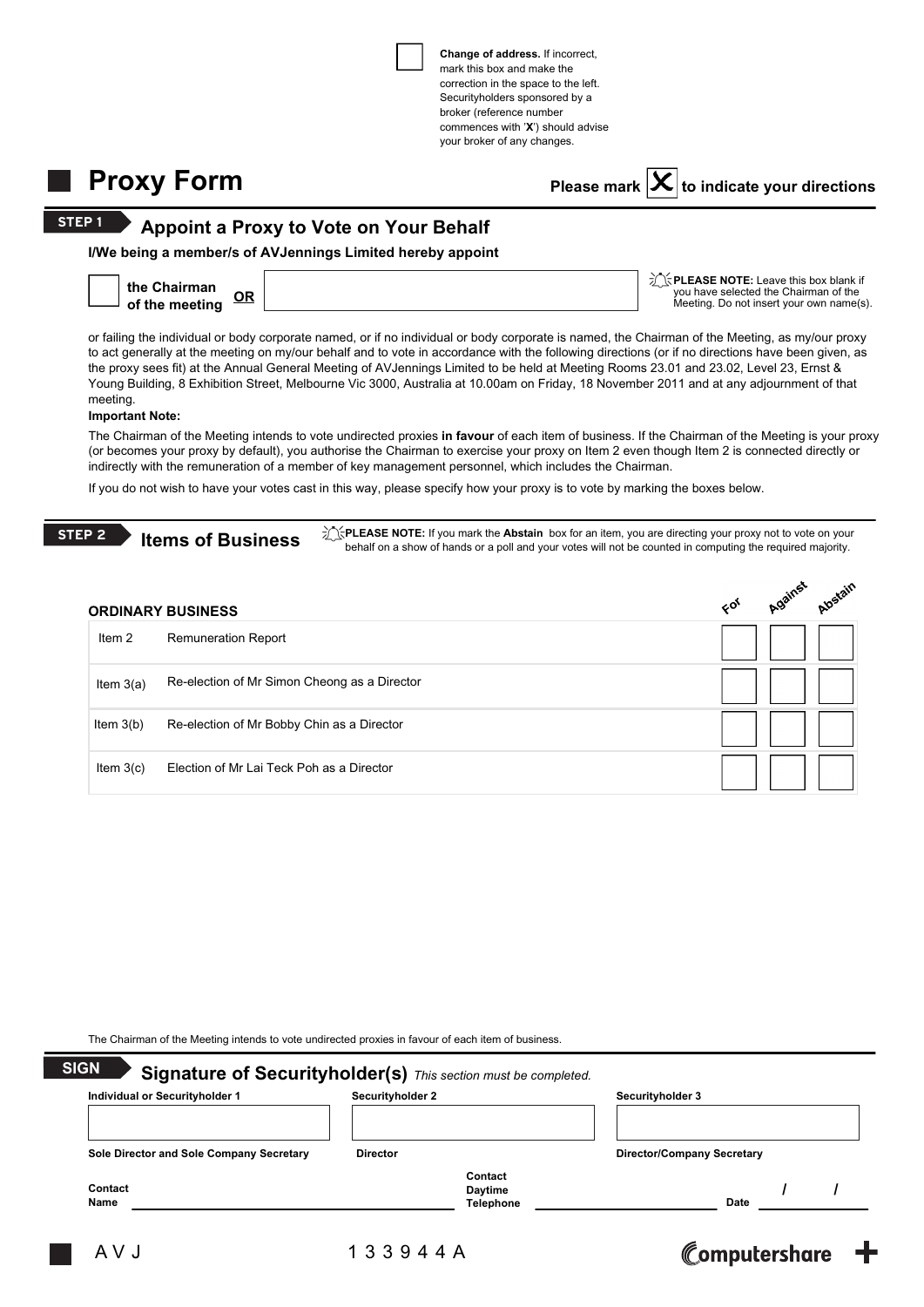☐ **Change of address.** If incorrect, mark this box and make the correction in the space to the left. Securityholders sponsored by a broker (reference number commences with '**X**') should advise your broker of any changes.

# Proxy Form

**Please mark ☒ to indicate your directions**

## STEP 1 Appointment a Proxy to Vote on Your Behalf

**I/We being a member/s of AVJennings Limited hereby appoint**

☐ **the Chairman of the meeting** **OR** ____________________

**PLEASE NOTE:** Leave this box blank if you have selected the Chairman of the Meeting. Do not insert your own name(s).

or failing the individual or body corporate named, or if no individual or body corporate is named, the Chairman of the Meeting, as my/our proxy to act generally at the meeting on my/our behalf and to vote in accordance with the following directions (or if no directions have been given, as the proxy sees fit) at the Annual General Meeting of AVJennings Limited to be held at Meeting Rooms 23.01 and 23.02, Level 23, Ernst & Young Building, 8 Exhibition Street, Melbourne Vic 3000, Australia at 10.00am on Friday, 18 November 2011 and at any adjournment of that meeting.

**Important Note:**

The Chairman of the Meeting intends to vote undirected proxies **in favour** of each item of business. If the Chairman of the Meeting is your proxy (or becomes your proxy by default), you authorise the Chairman to exercise your proxy on Item 2 even though Item 2 is connected directly or indirectly with the remuneration of a member of key management personnel, which includes the Chairman.

If you do not wish to have your votes cast in this way, please specify how your proxy is to vote by marking the boxes below.

## STEP 2 Items of Business

**PLEASE NOTE:** If you mark the **Abstain** box for an item, you are directing your proxy not to vote on your behalf on a show of hands or a poll and your votes will not be counted in computing the required majority.

**ORDINARY BUSINESS**

| | | For | Against | Abstain |
|---|---|---|---|---|
| Item 2 | Remuneration Report | ☐ | ☐ | ☐ |
| Item 3(a) | Re-election of Mr Simon Cheong as a Director | ☐ | ☐ | ☐ |
| Item 3(b) | Re-election of Mr Bobby Chin as a Director | ☐ | ☐ | ☐ |
| Item 3(c) | Election of Mr Lai Teck Poh as a Director | ☐ | ☐ | ☐ |

The Chairman of the Meeting intends to vote undirected proxies in favour of each item of business.

## SIGN Signature of Securityholder(s) *This section must be completed.*

| Individual or Securityholder 1 | Securityholder 2 | Securityholder 3 |
|---|---|---|
| | | |
| Sole Director and Sole Company Secretary | Director | Director/Company Secretary |

Contact Name ____________________ Contact Daytime Telephone ____________________ Date ___ / ___ / ___

AVJ 133944A

Computershare